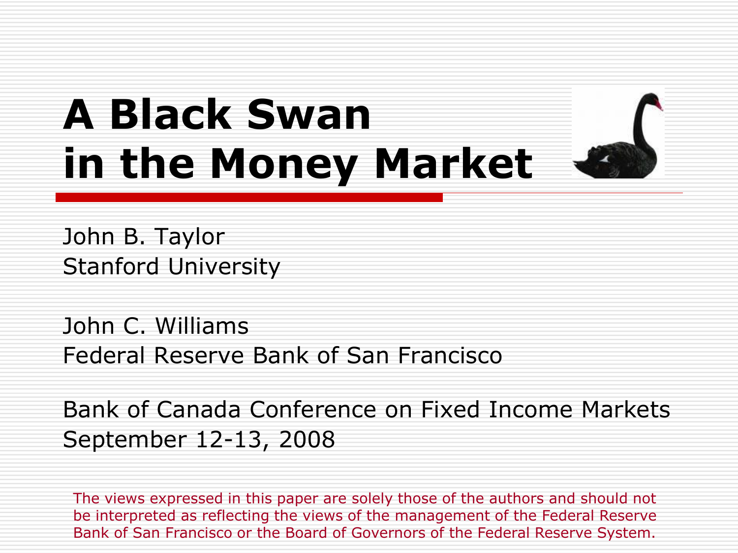# A Black Swan in the Money Market

John B. Taylor
Stanford University

John C. Williams
Federal Reserve Bank of San Francisco

Bank of Canada Conference on Fixed Income Markets
September 12-13, 2008

The views expressed in this paper are solely those of the authors and should not be interpreted as reflecting the views of the management of the Federal Reserve Bank of San Francisco or the Board of Governors of the Federal Reserve System.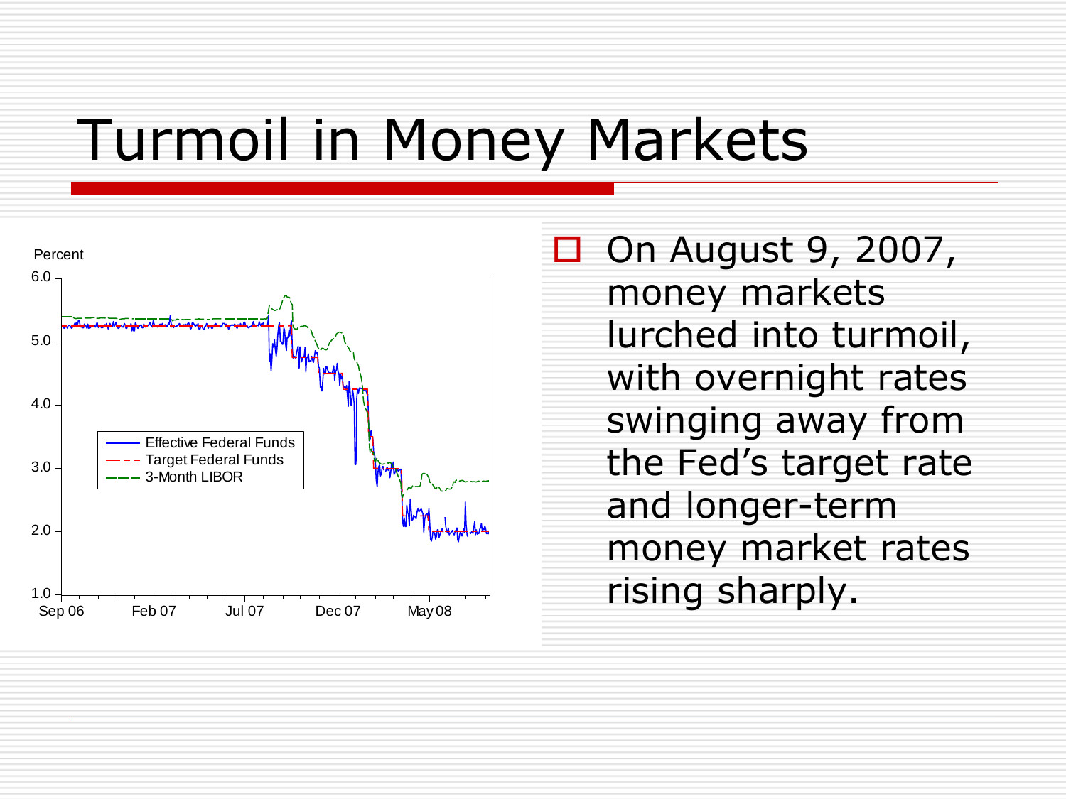# Turmoil in Money Markets

- On August 9, 2007, money markets lurched into turmoil, with overnight rates swinging away from the Fed's target rate and longer-term money market rates rising sharply.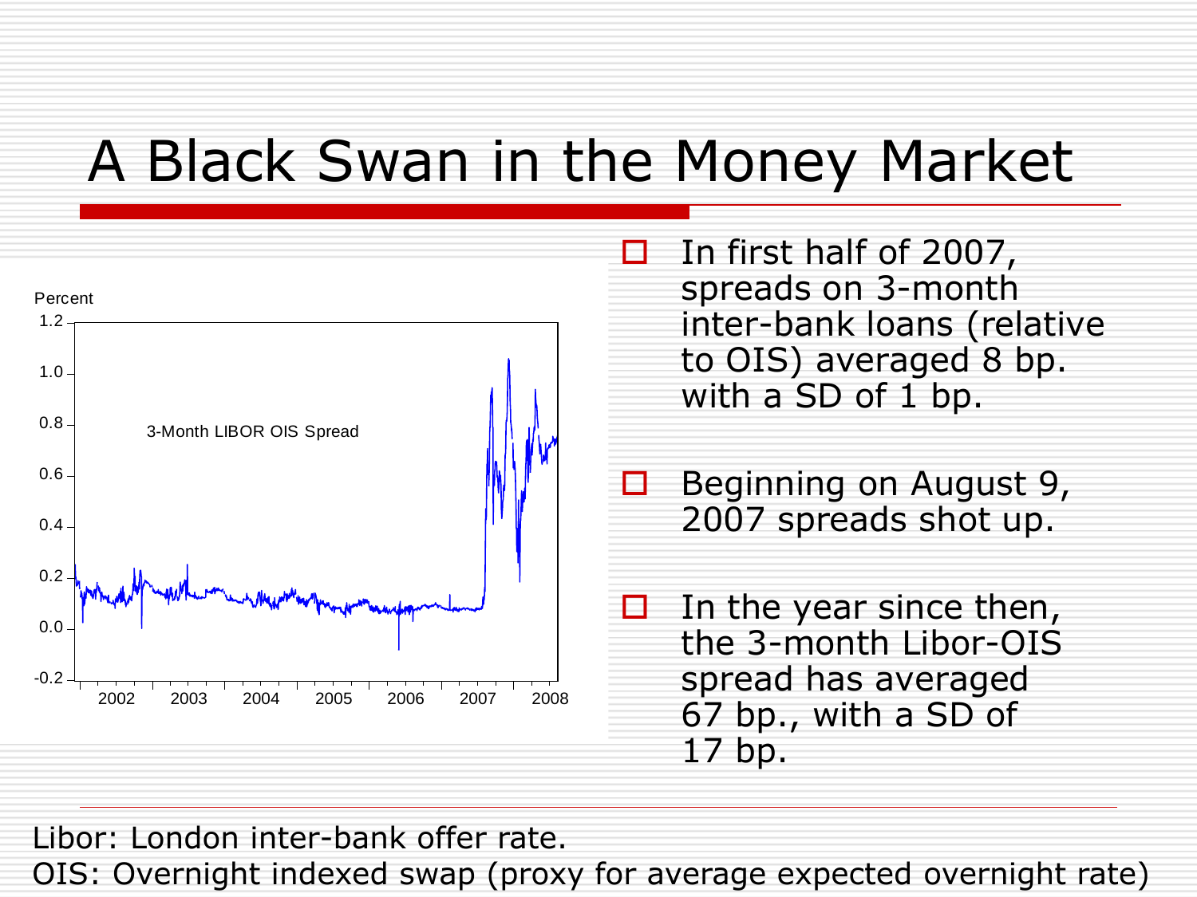# A Black Swan in the Money Market

- In first half of 2007, spreads on 3-month inter-bank loans (relative to OIS) averaged 8 bp. with a SD of 1 bp.
- Beginning on August 9, 2007 spreads shot up.
- In the year since then, the 3-month Libor-OIS spread has averaged 67 bp., with a SD of 17 bp.

Libor: London inter-bank offer rate.
OIS: Overnight indexed swap (proxy for average expected overnight rate)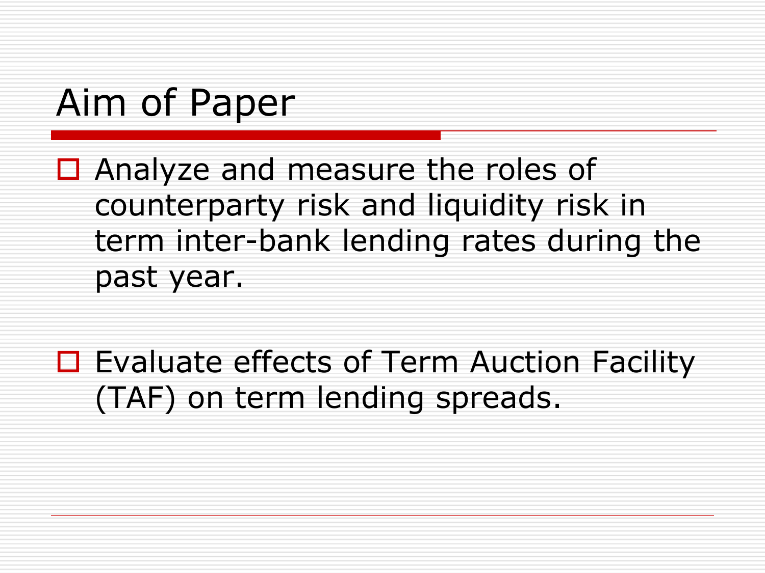# Aim of Paper

- Analyze and measure the roles of counterparty risk and liquidity risk in term inter-bank lending rates during the past year.
- Evaluate effects of Term Auction Facility (TAF) on term lending spreads.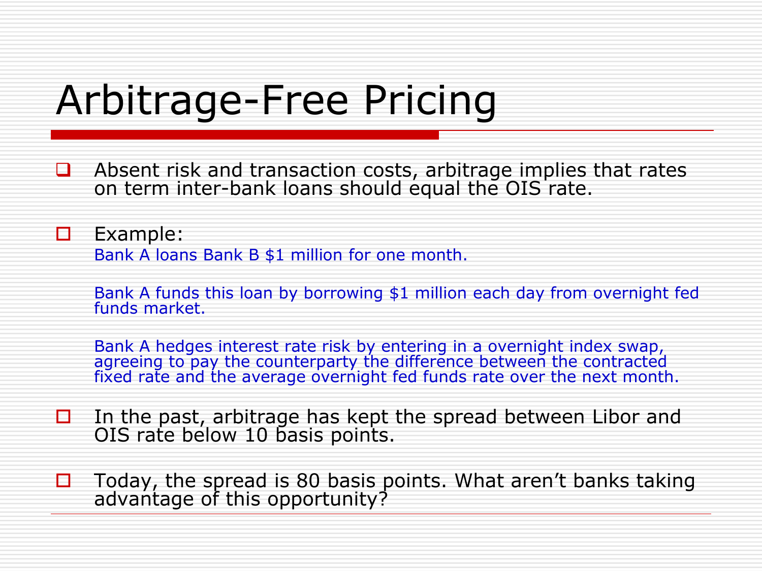# Arbitrage-Free Pricing

- Absent risk and transaction costs, arbitrage implies that rates on term inter-bank loans should equal the OIS rate.

- Example:

  Bank A loans Bank B $1 million for one month.

  Bank A funds this loan by borrowing $1 million each day from overnight fed funds market.

  Bank A hedges interest rate risk by entering in a overnight index swap, agreeing to pay the counterparty the difference between the contracted fixed rate and the average overnight fed funds rate over the next month.

- In the past, arbitrage has kept the spread between Libor and OIS rate below 10 basis points.

- Today, the spread is 80 basis points. What aren't banks taking advantage of this opportunity?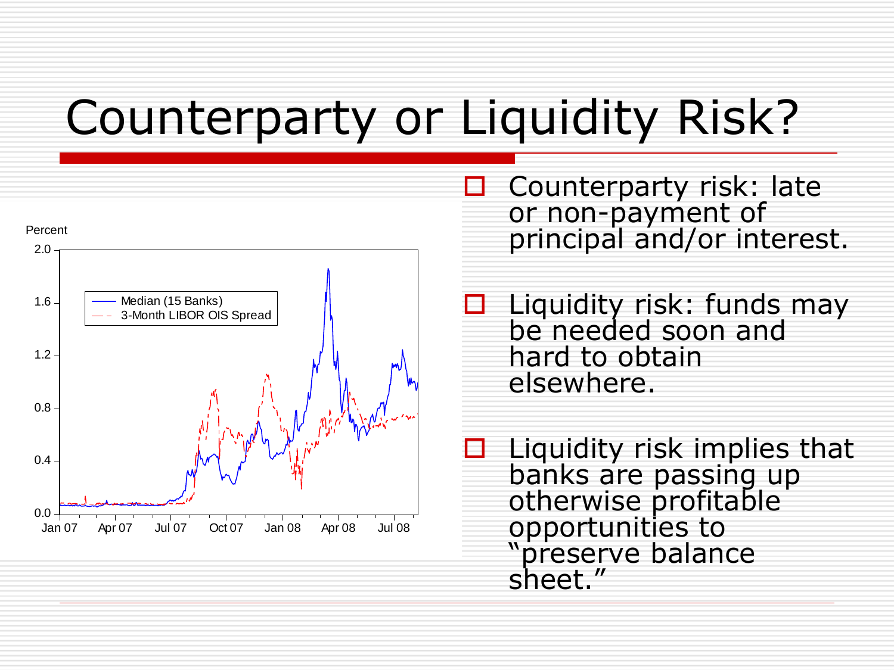# Counterparty or Liquidity Risk?

Percent

- Counterparty risk: late or non-payment of principal and/or interest.
- Liquidity risk: funds may be needed soon and hard to obtain elsewhere.
- Liquidity risk implies that banks are passing up otherwise profitable opportunities to "preserve balance sheet."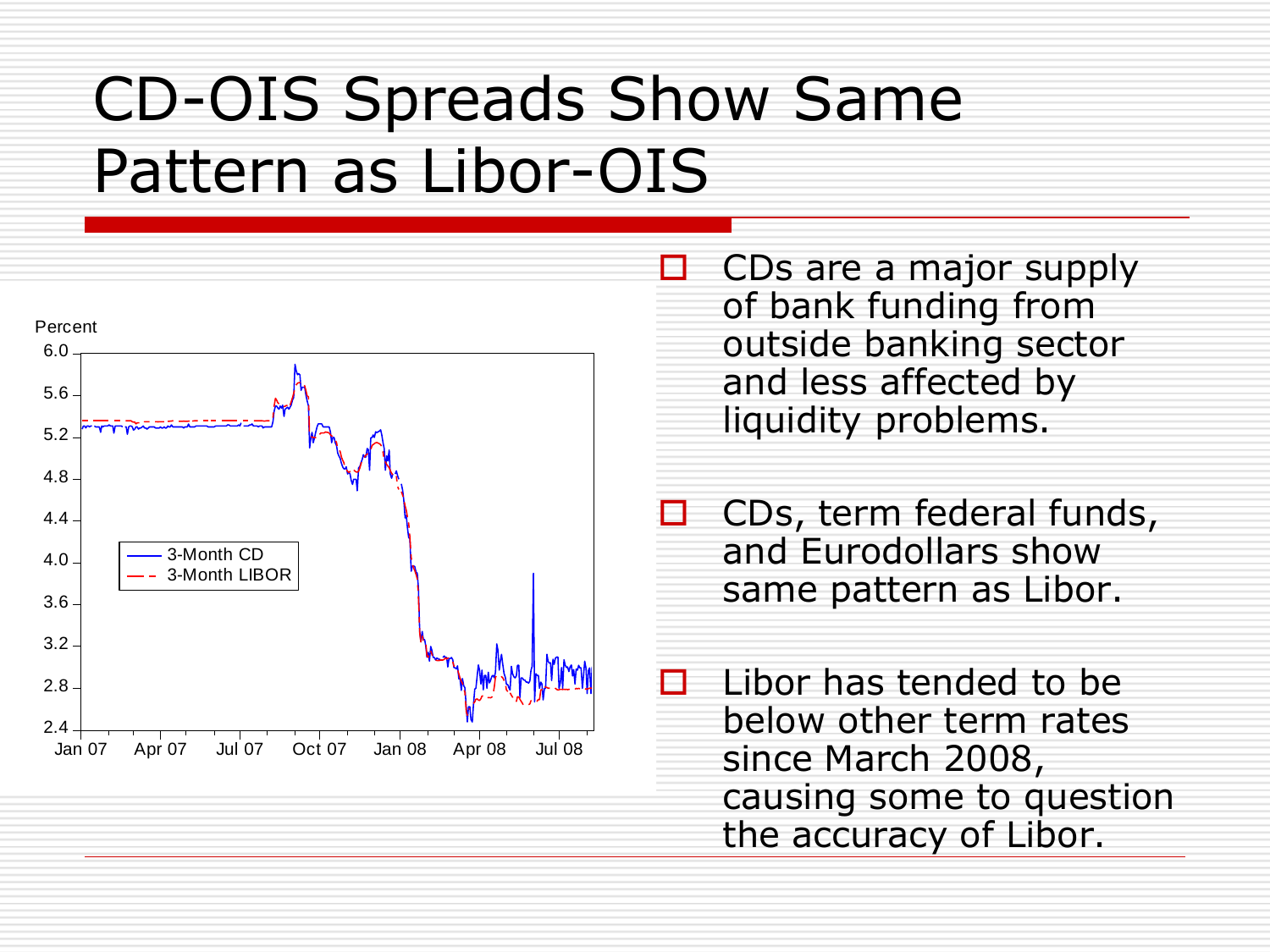# CD-OIS Spreads Show Same Pattern as Libor-OIS

- CDs are a major supply of bank funding from outside banking sector and less affected by liquidity problems.
- CDs, term federal funds, and Eurodollars show same pattern as Libor.
- Libor has tended to be below other term rates since March 2008, causing some to question the accuracy of Libor.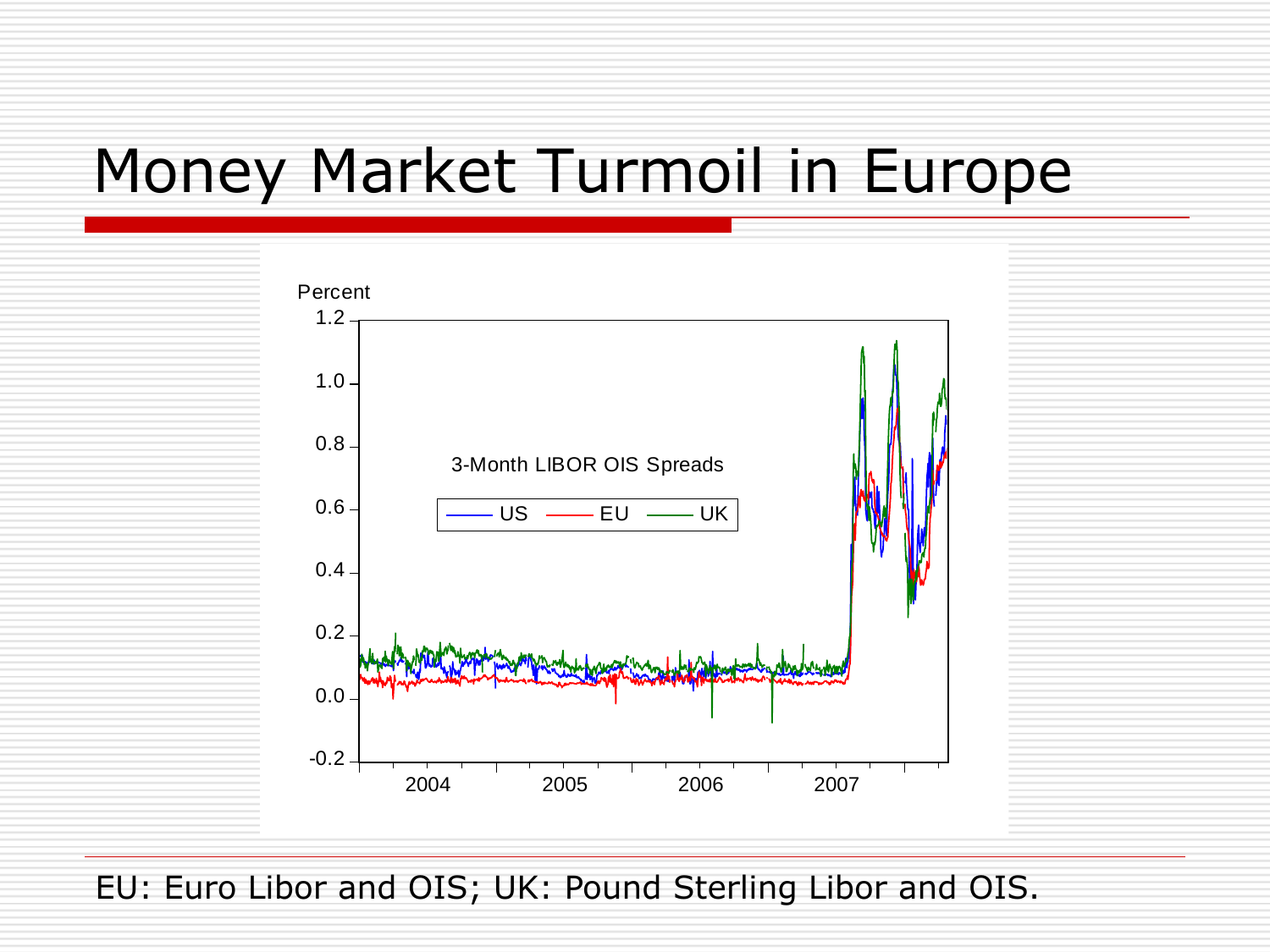# Money Market Turmoil in Europe

EU: Euro Libor and OIS; UK: Pound Sterling Libor and OIS.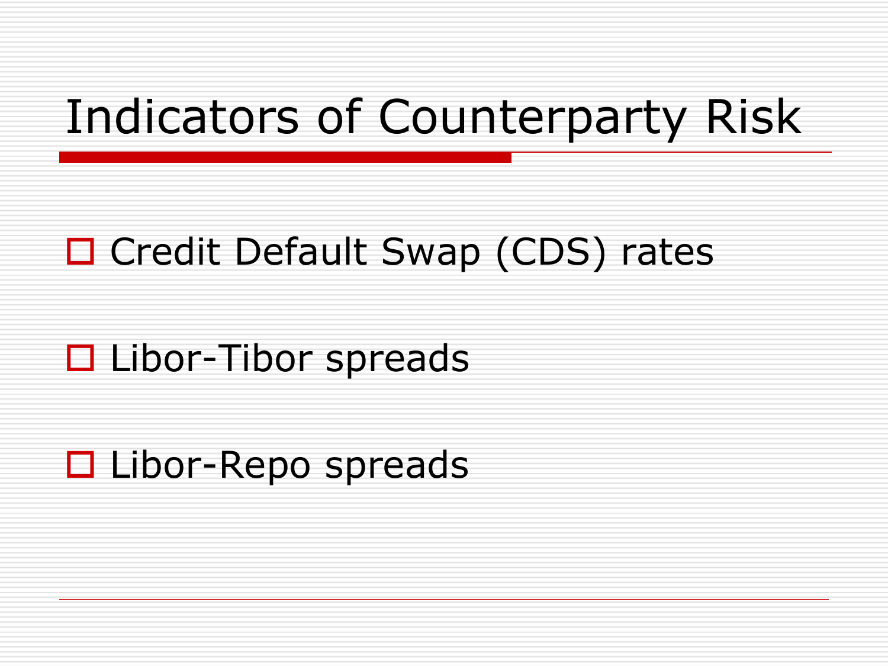# Indicators of Counterparty Risk

- Credit Default Swap (CDS) rates
- Libor-Tibor spreads
- Libor-Repo spreads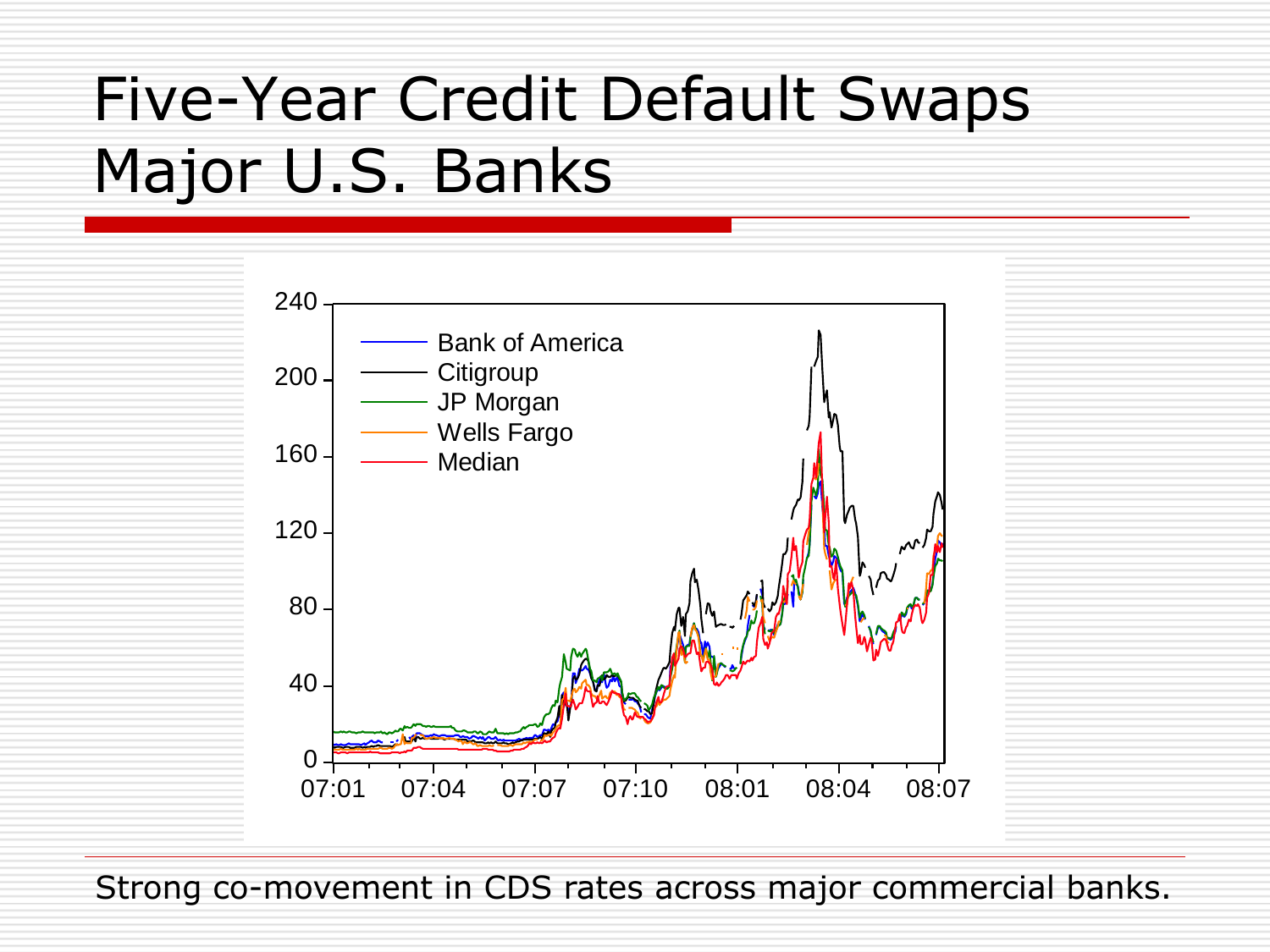# Five-Year Credit Default Swaps Major U.S. Banks

Strong co-movement in CDS rates across major commercial banks.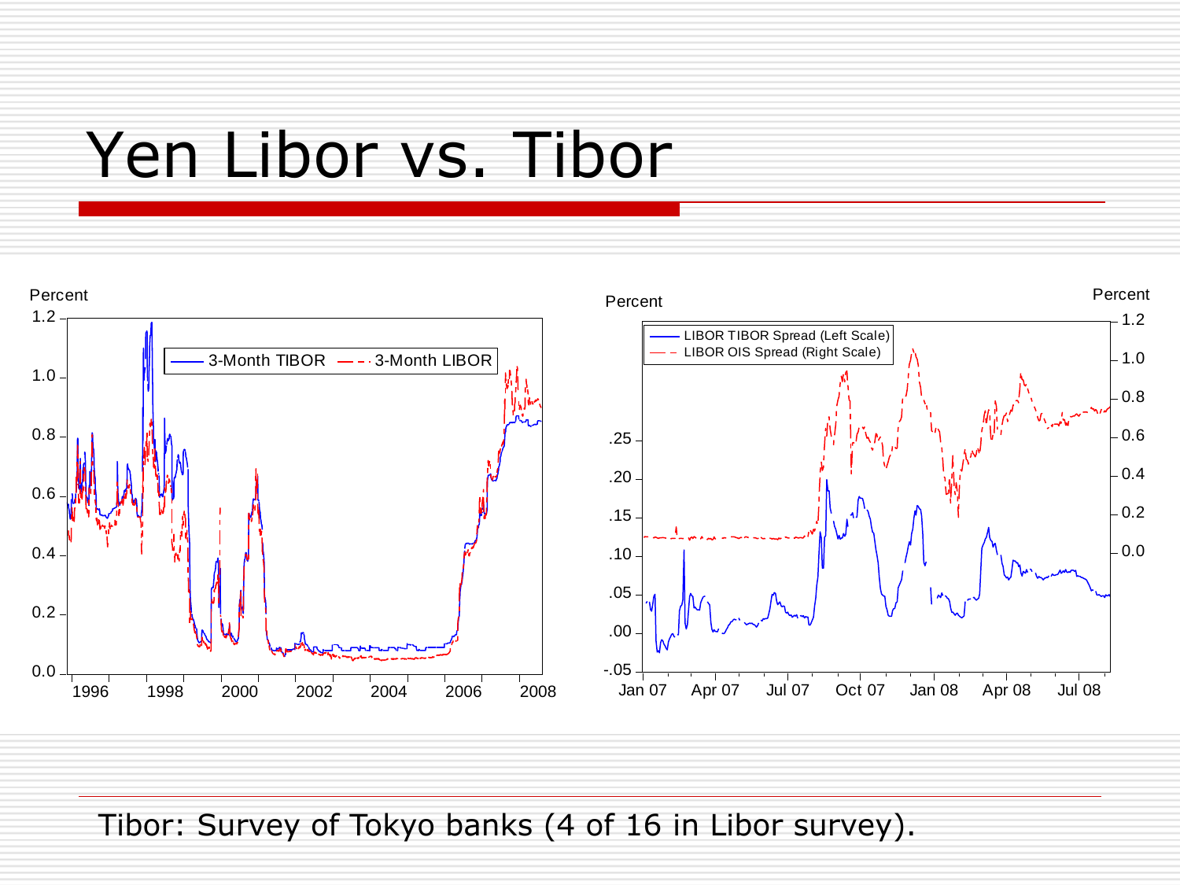# Yen Libor vs. Tibor

Tibor: Survey of Tokyo banks (4 of 16 in Libor survey).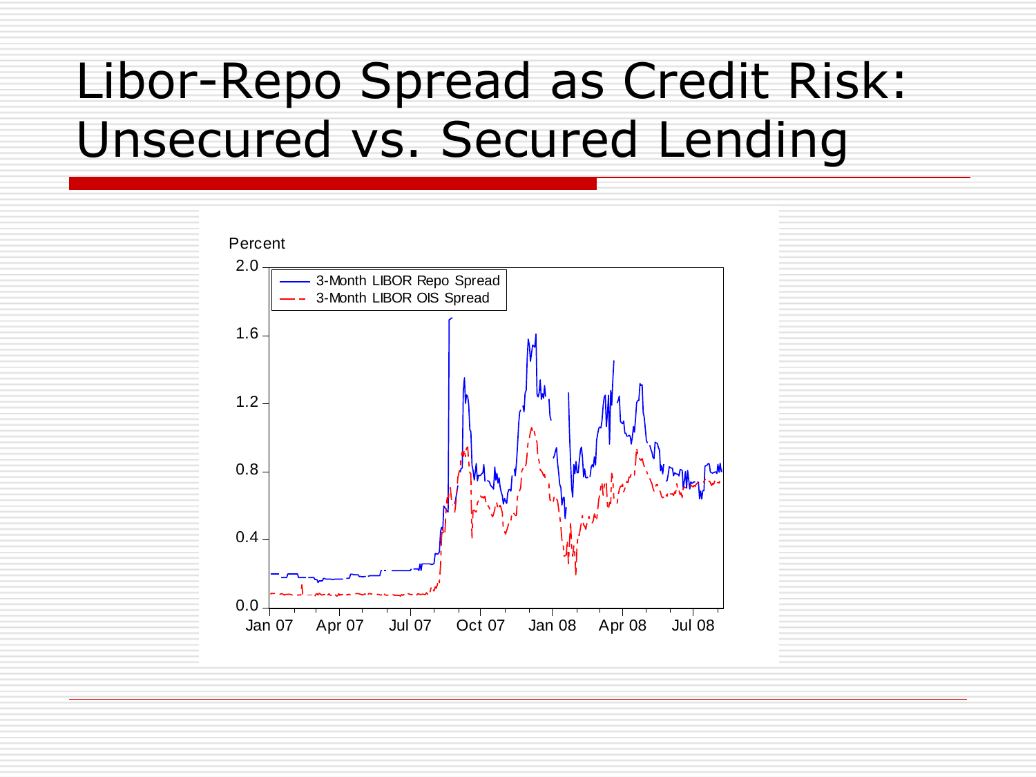# Libor-Repo Spread as Credit Risk: Unsecured vs. Secured Lending

Percent

3-Month LIBOR Repo Spread
3-Month LIBOR OIS Spread

2.0
1.6
1.2
0.8
0.4
0.0

Jan 07 Apr 07 Jul 07 Oct 07 Jan 08 Apr 08 Jul 08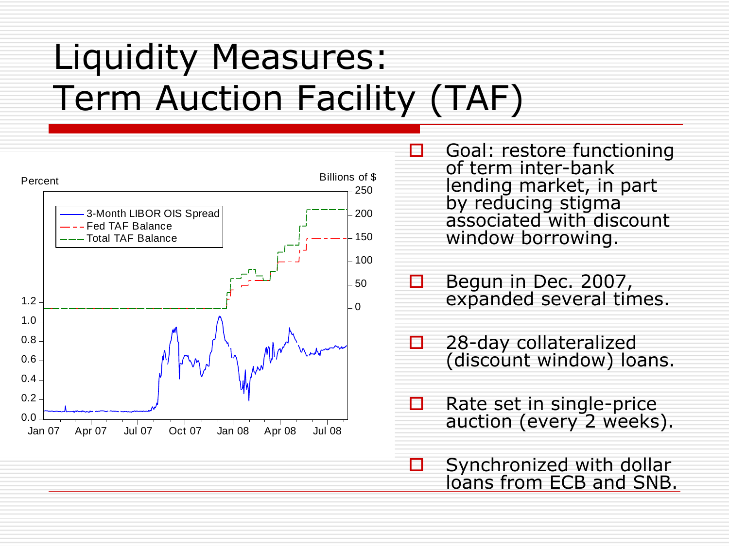# Liquidity Measures: Term Auction Facility (TAF)

- Goal: restore functioning of term inter-bank lending market, in part by reducing stigma associated with discount window borrowing.
- Begun in Dec. 2007, expanded several times.
- 28-day collateralized (discount window) loans.
- Rate set in single-price auction (every 2 weeks).
- Synchronized with dollar loans from ECB and SNB.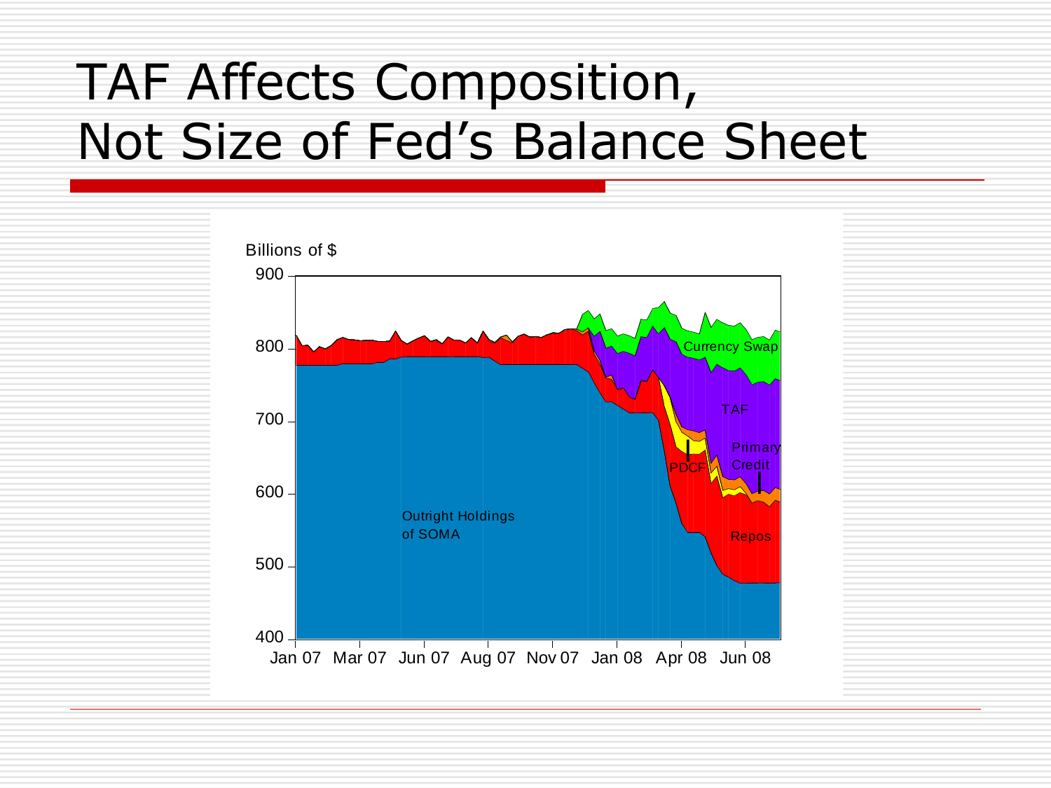# TAF Affects Composition, Not Size of Fed's Balance Sheet

Billions of $

900
800
700
600
500
400

Jan 07 Mar 07 Jun 07 Aug 07 Nov 07 Jan 08 Apr 08 Jun 08

Outright Holdings of SOMA

Currency Swap

TAF

Primary Credit

PDCF

Repos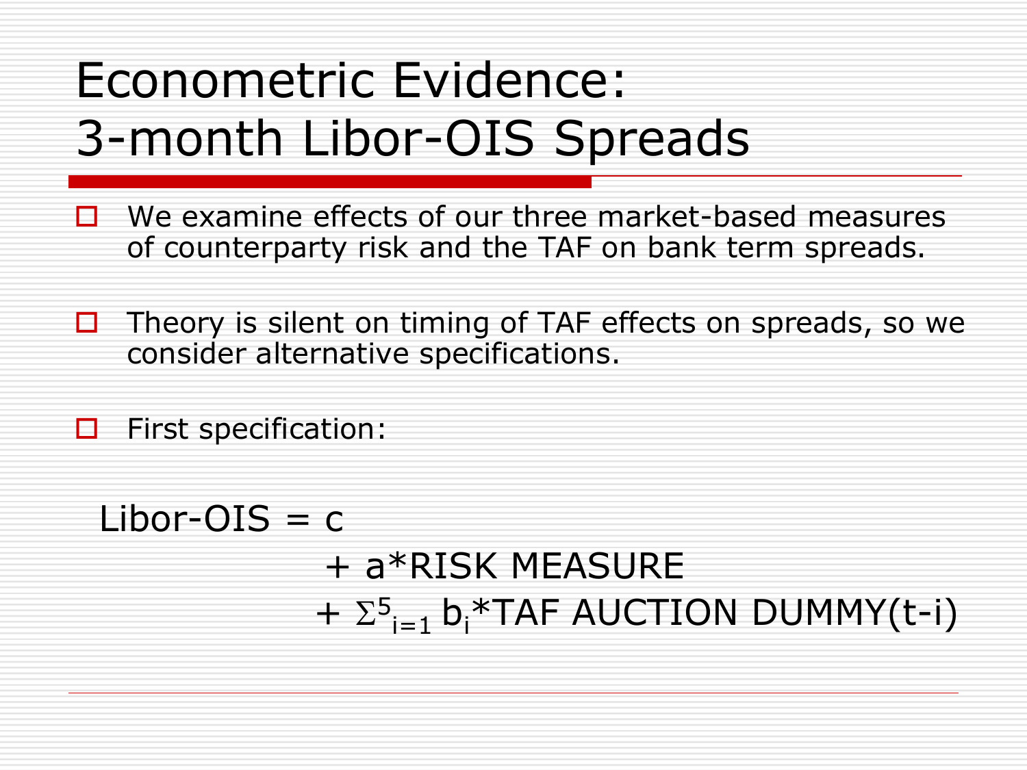# Econometric Evidence: 3-month Libor-OIS Spreads

- We examine effects of our three market-based measures of counterparty risk and the TAF on bank term spreads.
- Theory is silent on timing of TAF effects on spreads, so we consider alternative specifications.
- First specification:

$$\text{Libor-OIS} = c + a \cdot \text{RISK MEASURE} + \Sigma^{5}_{i=1}\, b_i \cdot \text{TAF AUCTION DUMMY}(t-i)$$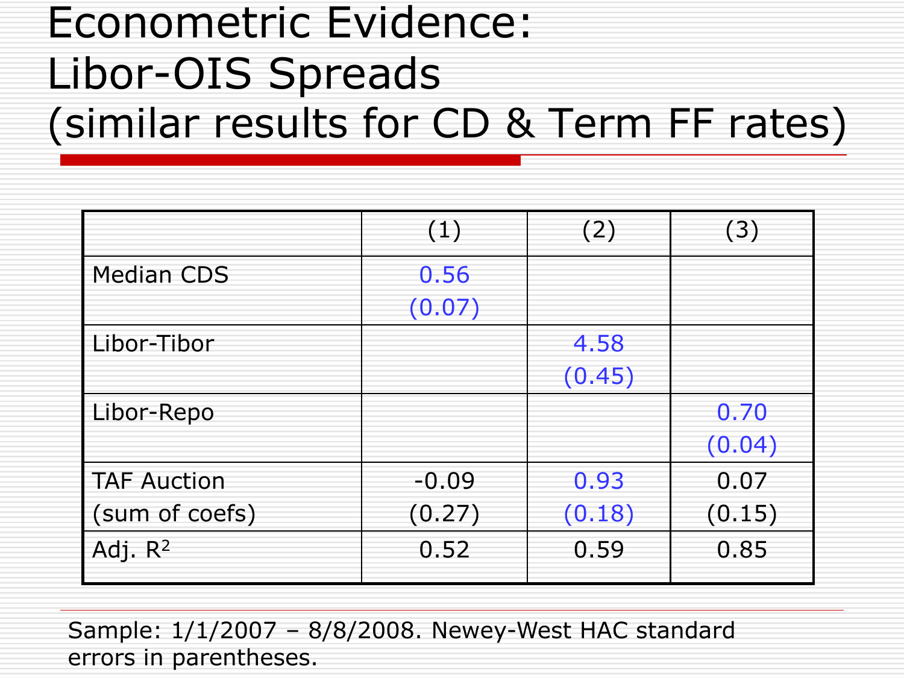# Econometric Evidence: Libor-OIS Spreads (similar results for CD & Term FF rates)

| | (1) | (2) | (3) |
|---|---|---|---|
| Median CDS | 0.56<br>(0.07) | | |
| Libor-Tibor | | 4.58<br>(0.45) | |
| Libor-Repo | | | 0.70<br>(0.04) |
| TAF Auction<br>(sum of coefs) | -0.09<br>(0.27) | 0.93<br>(0.18) | 0.07<br>(0.15) |
| Adj. $R^2$ | 0.52 | 0.59 | 0.85 |

Sample: 1/1/2007 – 8/8/2008. Newey-West HAC standard errors in parentheses.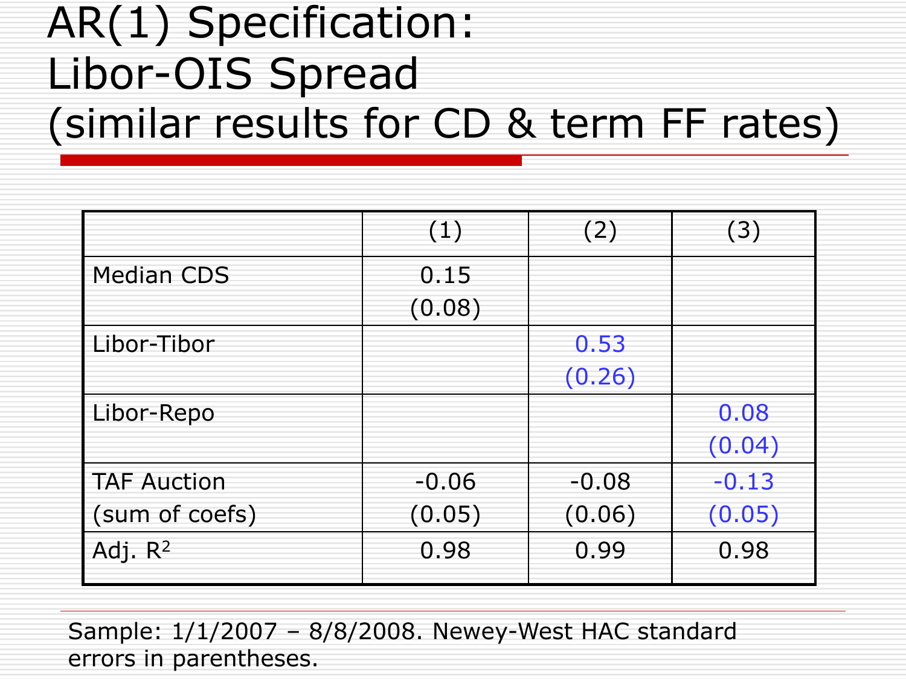# AR(1) Specification: Libor-OIS Spread (similar results for CD & term FF rates)

| | (1) | (2) | (3) |
|---|---|---|---|
| Median CDS | 0.15<br>(0.08) | | |
| Libor-Tibor | | 0.53<br>(0.26) | |
| Libor-Repo | | | 0.08<br>(0.04) |
| TAF Auction<br>(sum of coefs) | -0.06<br>(0.05) | -0.08<br>(0.06) | -0.13<br>(0.05) |
| Adj. $R^2$ | 0.98 | 0.99 | 0.98 |

Sample: 1/1/2007 – 8/8/2008. Newey-West HAC standard errors in parentheses.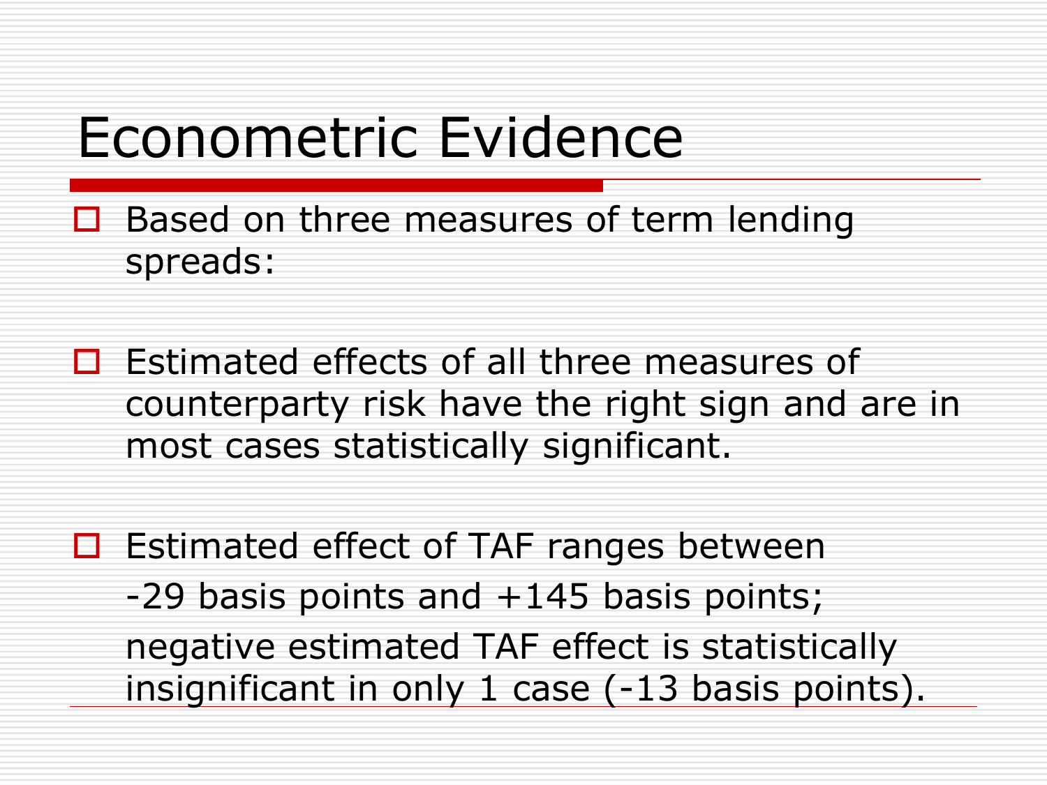# Econometric Evidence

- Based on three measures of term lending spreads:

- Estimated effects of all three measures of counterparty risk have the right sign and are in most cases statistically significant.

- Estimated effect of TAF ranges between -29 basis points and +145 basis points; negative estimated TAF effect is statistically insignificant in only 1 case (-13 basis points).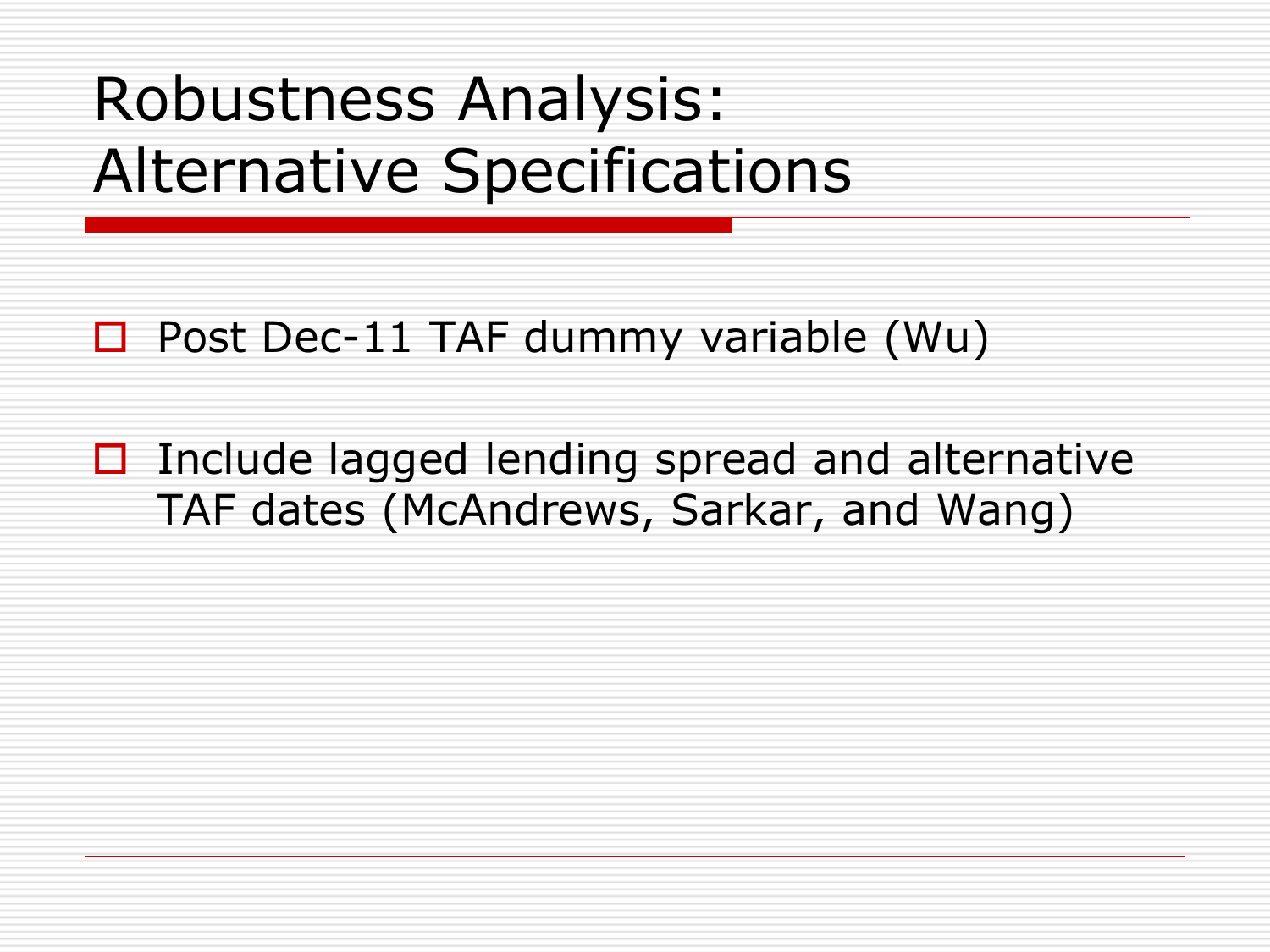# Robustness Analysis: Alternative Specifications

- Post Dec-11 TAF dummy variable (Wu)
- Include lagged lending spread and alternative TAF dates (McAndrews, Sarkar, and Wang)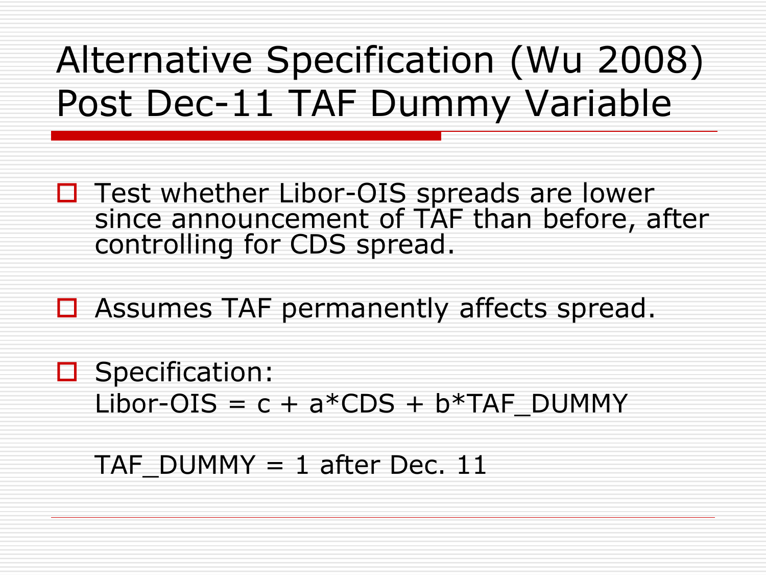# Alternative Specification (Wu 2008) Post Dec-11 TAF Dummy Variable

- Test whether Libor-OIS spreads are lower since announcement of TAF than before, after controlling for CDS spread.

- Assumes TAF permanently affects spread.

- Specification:
  Libor-OIS = c + a*CDS + b*TAF_DUMMY

  TAF_DUMMY = 1 after Dec. 11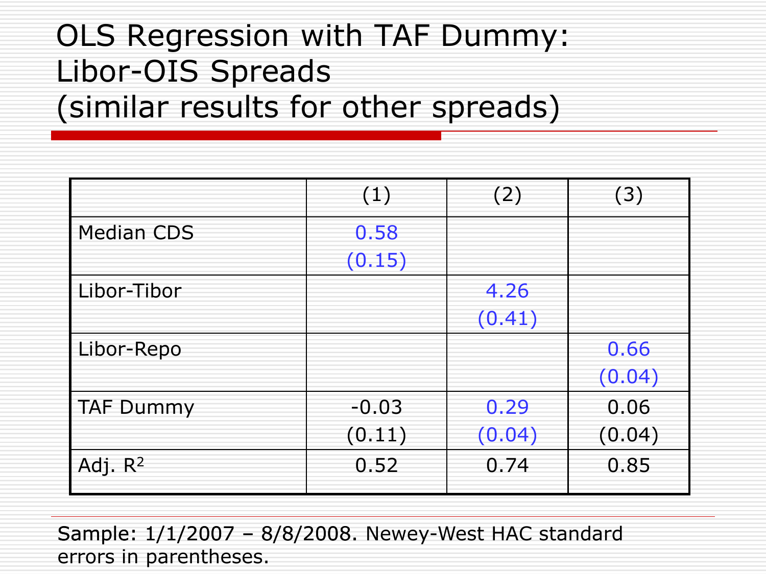# OLS Regression with TAF Dummy: Libor-OIS Spreads (similar results for other spreads)

| | (1) | (2) | (3) |
|---|---|---|---|
| Median CDS | 0.58<br>(0.15) | | |
| Libor-Tibor | | 4.26<br>(0.41) | |
| Libor-Repo | | | 0.66<br>(0.04) |
| TAF Dummy | -0.03<br>(0.11) | 0.29<br>(0.04) | 0.06<br>(0.04) |
| Adj. $R^2$ | 0.52 | 0.74 | 0.85 |

Sample: 1/1/2007 – 8/8/2008. Newey-West HAC standard errors in parentheses.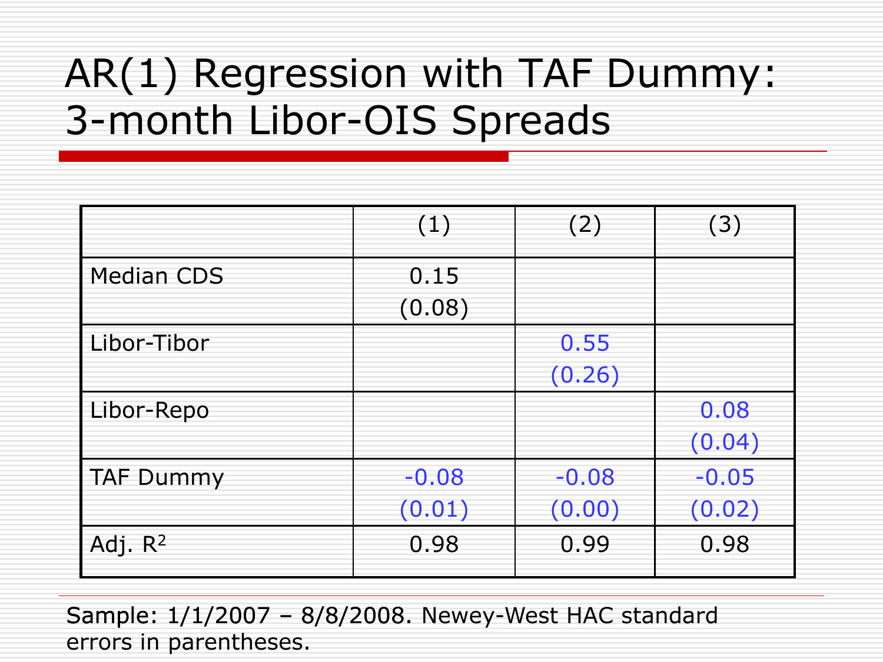# AR(1) Regression with TAF Dummy: 3-month Libor-OIS Spreads

| | (1) | (2) | (3) |
|---|---|---|---|
| Median CDS | 0.15 (0.08) | | |
| Libor-Tibor | | 0.55 (0.26) | |
| Libor-Repo | | | 0.08 (0.04) |
| TAF Dummy | -0.08 (0.01) | -0.08 (0.00) | -0.05 (0.02) |
| Adj. $R^2$ | 0.98 | 0.99 | 0.98 |

Sample: 1/1/2007 – 8/8/2008. Newey-West HAC standard errors in parentheses.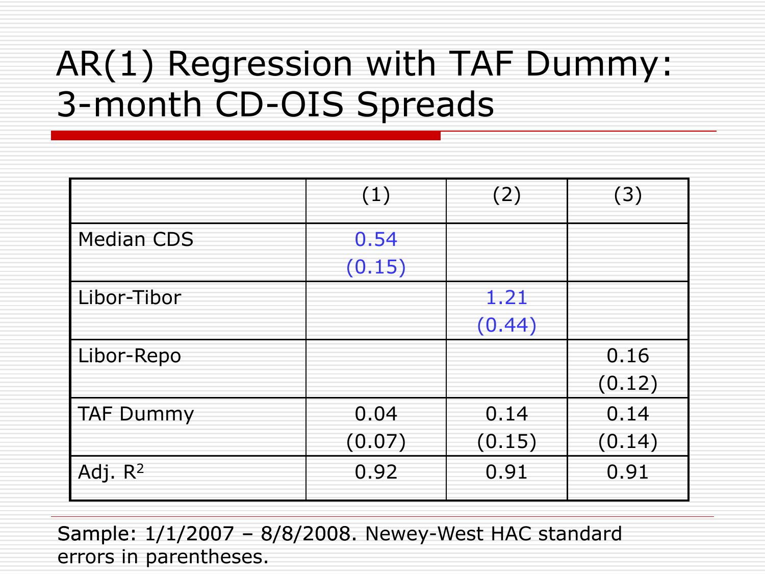# AR(1) Regression with TAF Dummy: 3-month CD-OIS Spreads

| | (1) | (2) | (3) |
|---|---|---|---|
| Median CDS | 0.54<br>(0.15) | | |
| Libor-Tibor | | 1.21<br>(0.44) | |
| Libor-Repo | | | 0.16<br>(0.12) |
| TAF Dummy | 0.04<br>(0.07) | 0.14<br>(0.15) | 0.14<br>(0.14) |
| Adj. $R^2$ | 0.92 | 0.91 | 0.91 |

Sample: 1/1/2007 – 8/8/2008. Newey-West HAC standard errors in parentheses.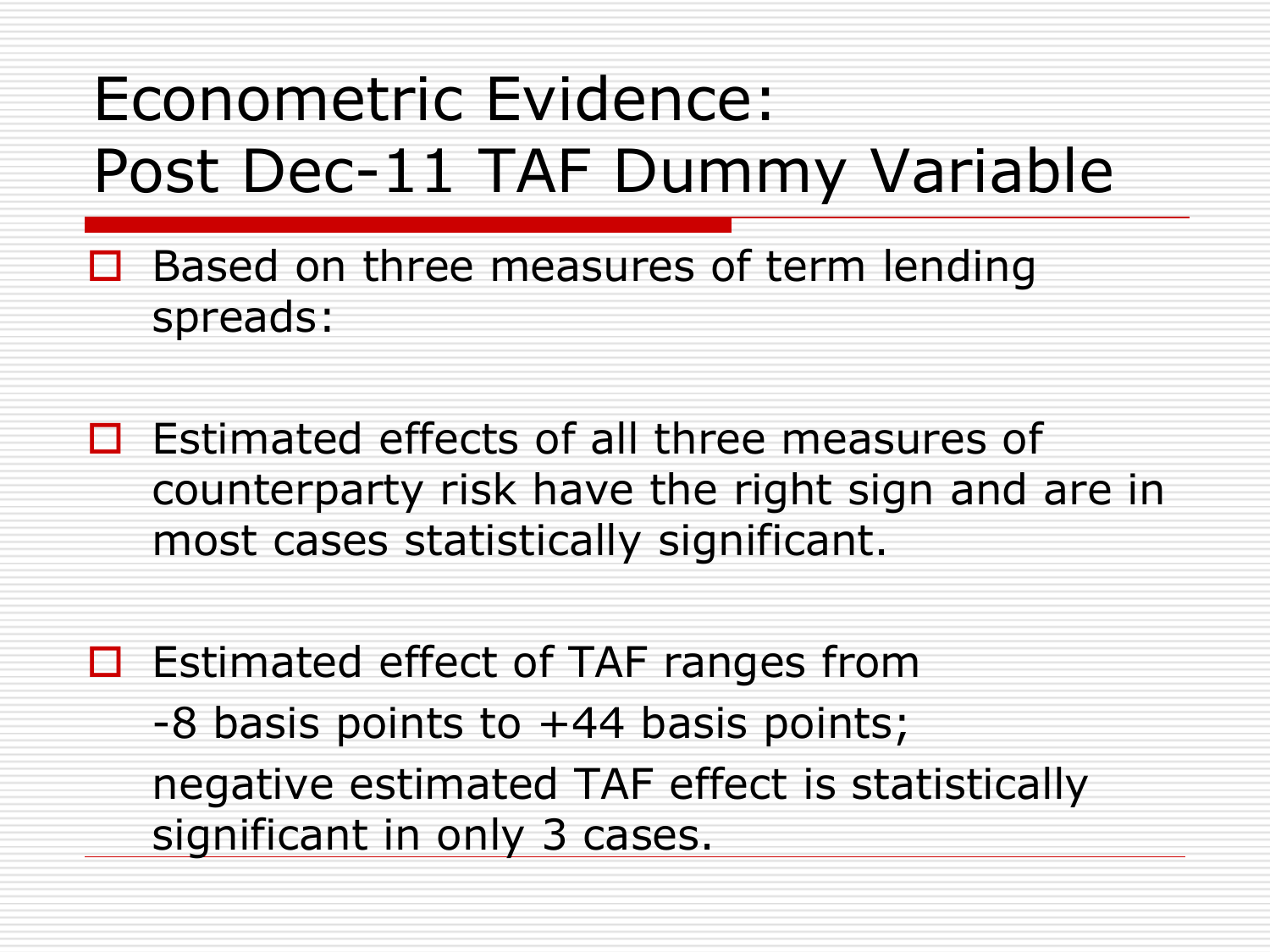# Econometric Evidence: Post Dec-11 TAF Dummy Variable

- Based on three measures of term lending spreads:

- Estimated effects of all three measures of counterparty risk have the right sign and are in most cases statistically significant.

- Estimated effect of TAF ranges from -8 basis points to +44 basis points; negative estimated TAF effect is statistically significant in only 3 cases.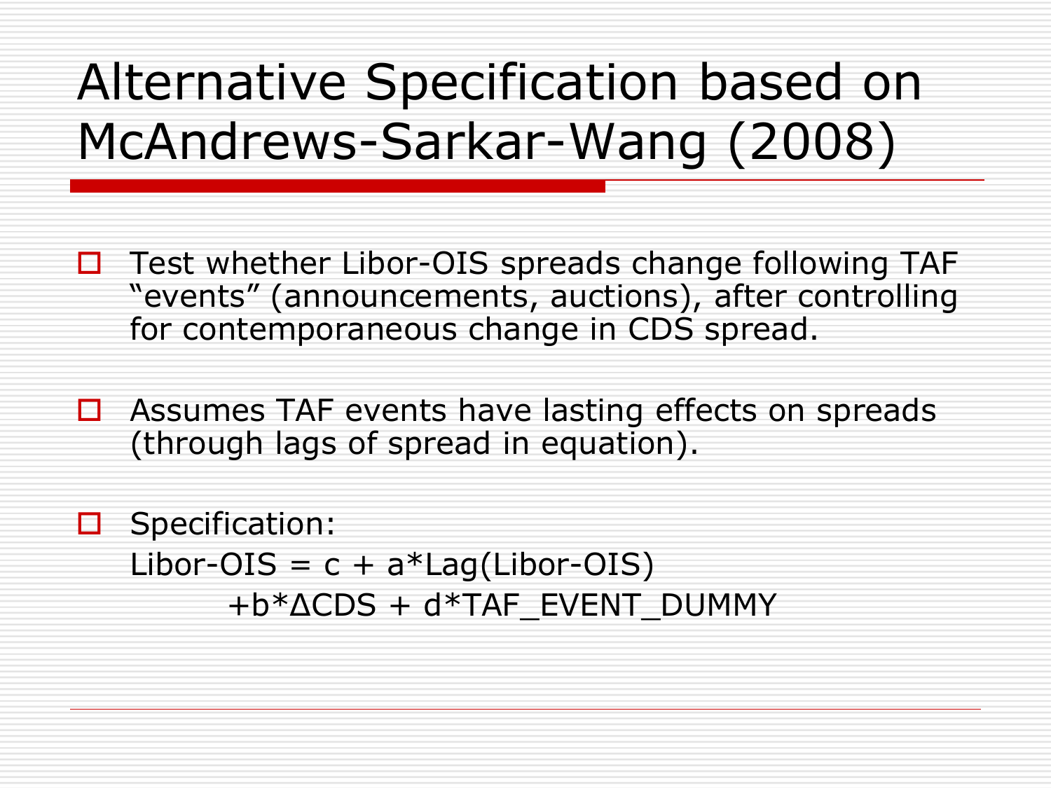# Alternative Specification based on McAndrews-Sarkar-Wang (2008)

- Test whether Libor-OIS spreads change following TAF "events" (announcements, auctions), after controlling for contemporaneous change in CDS spread.
- Assumes TAF events have lasting effects on spreads (through lags of spread in equation).
- Specification:

  Libor-OIS = c + a*Lag(Libor-OIS)
  +b*ΔCDS + d*TAF_EVENT_DUMMY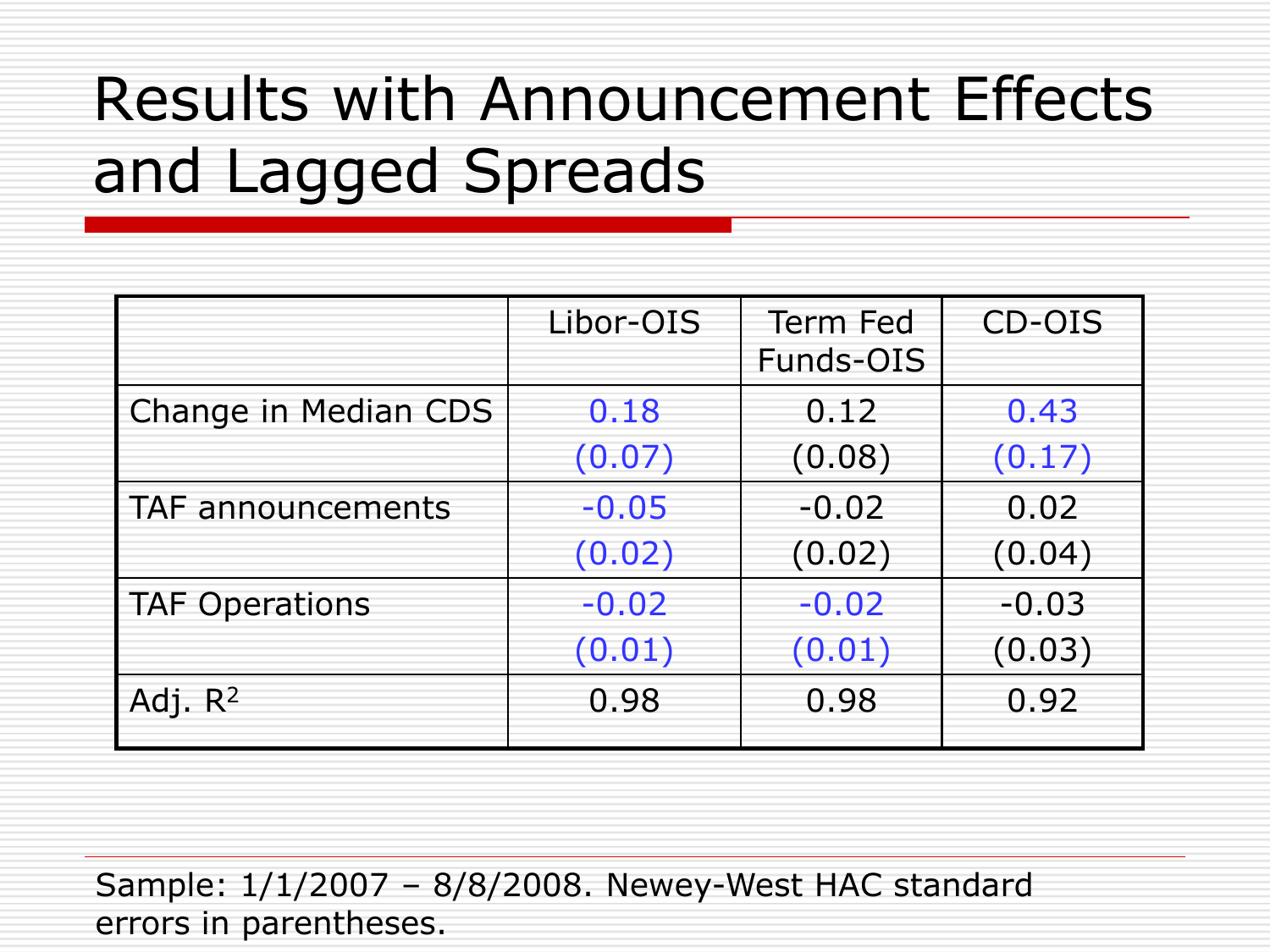# Results with Announcement Effects and Lagged Spreads

| | Libor-OIS | Term Fed Funds-OIS | CD-OIS |
|---|---|---|---|
| Change in Median CDS | 0.18 | 0.12 | 0.43 |
| | (0.07) | (0.08) | (0.17) |
| TAF announcements | -0.05 | -0.02 | 0.02 |
| | (0.02) | (0.02) | (0.04) |
| TAF Operations | -0.02 | -0.02 | -0.03 |
| | (0.01) | (0.01) | (0.03) |
| Adj. $R^2$ | 0.98 | 0.98 | 0.92 |

Sample: 1/1/2007 – 8/8/2008. Newey-West HAC standard errors in parentheses.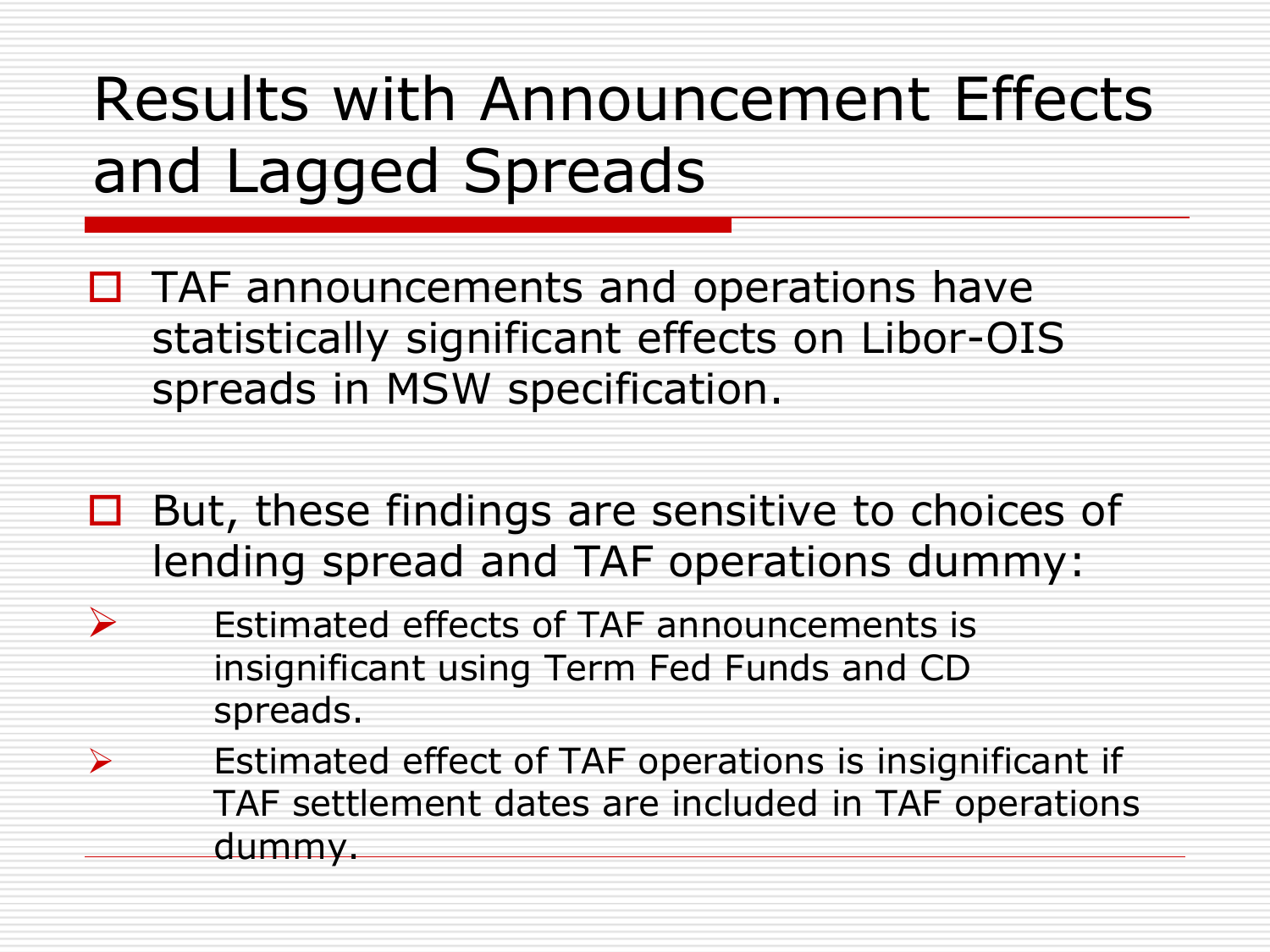# Results with Announcement Effects and Lagged Spreads

- TAF announcements and operations have statistically significant effects on Libor-OIS spreads in MSW specification.

- But, these findings are sensitive to choices of lending spread and TAF operations dummy:
  - Estimated effects of TAF announcements is insignificant using Term Fed Funds and CD spreads.
  - Estimated effect of TAF operations is insignificant if TAF settlement dates are included in TAF operations dummy.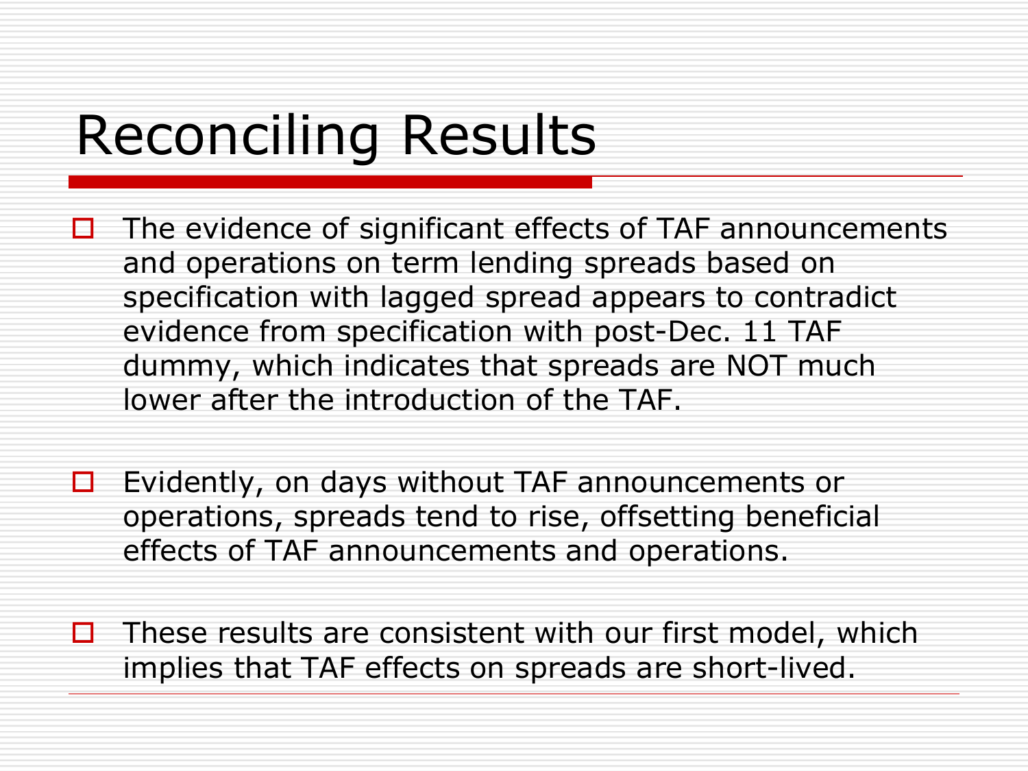# Reconciling Results

- The evidence of significant effects of TAF announcements and operations on term lending spreads based on specification with lagged spread appears to contradict evidence from specification with post-Dec. 11 TAF dummy, which indicates that spreads are NOT much lower after the introduction of the TAF.

- Evidently, on days without TAF announcements or operations, spreads tend to rise, offsetting beneficial effects of TAF announcements and operations.

- These results are consistent with our first model, which implies that TAF effects on spreads are short-lived.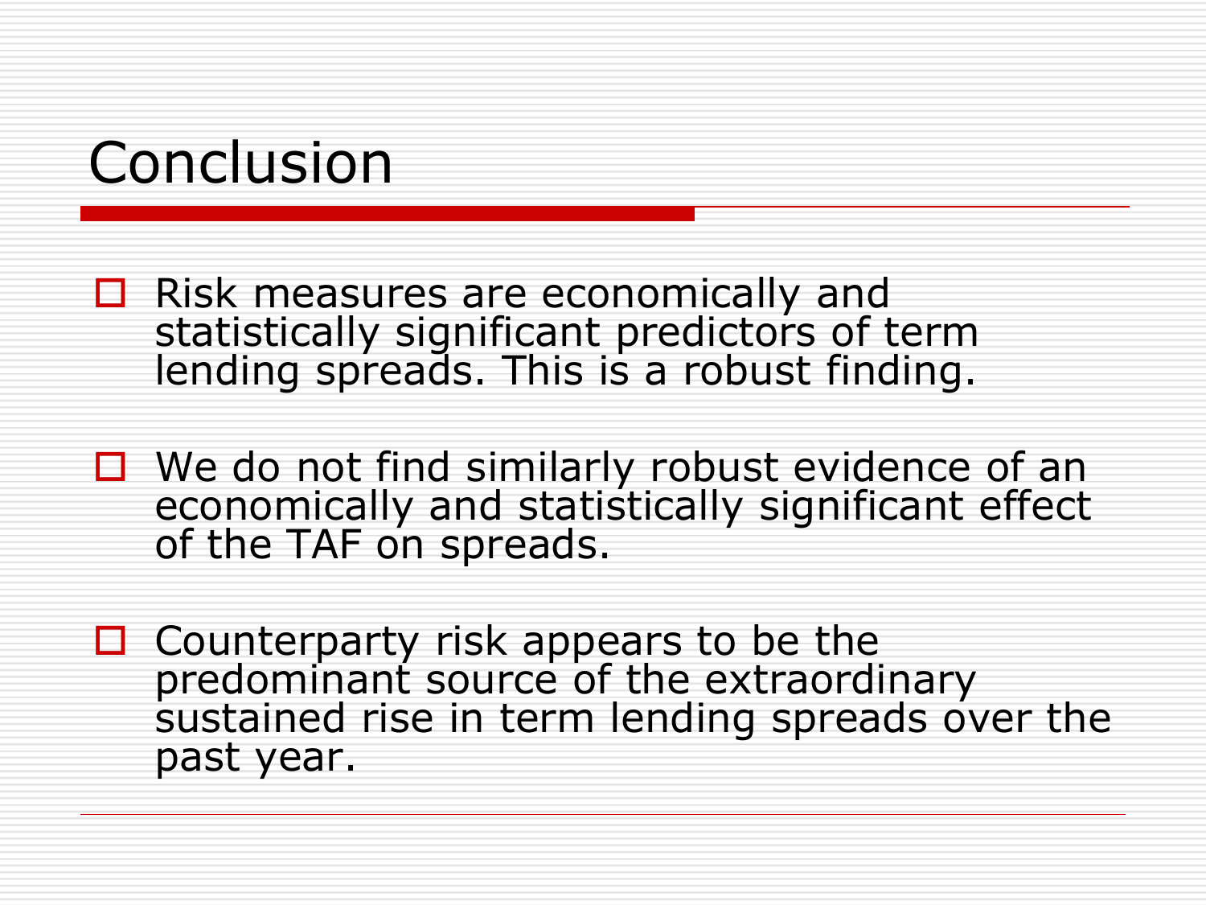# Conclusion

- Risk measures are economically and statistically significant predictors of term lending spreads. This is a robust finding.

- We do not find similarly robust evidence of an economically and statistically significant effect of the TAF on spreads.

- Counterparty risk appears to be the predominant source of the extraordinary sustained rise in term lending spreads over the past year.